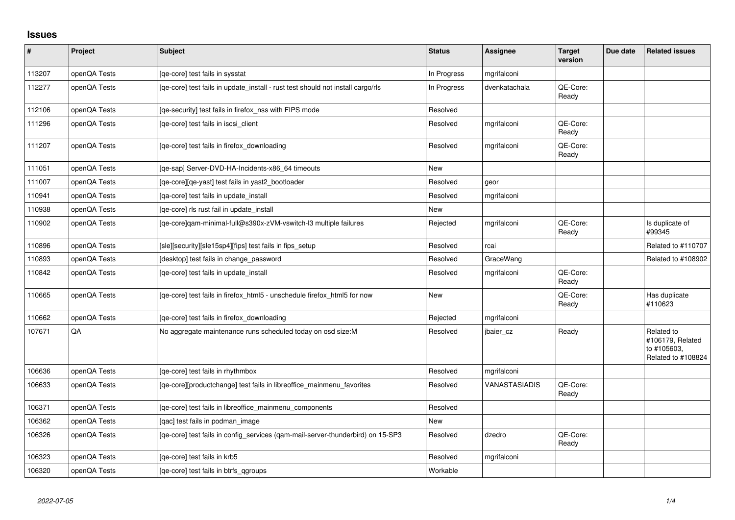# Issues

| # | Project | Subject | Status | Assignee | Target version | Due date | Related issues |
|---|---|---|---|---|---|---|---|
| 113207 | openQA Tests | [qe-core] test fails in sysstat | In Progress | mgrifalconi | | | |
| 112277 | openQA Tests | [qe-core] test fails in update_install - rust test should not install cargo/rls | In Progress | dvenkatachala | QE-Core: Ready | | |
| 112106 | openQA Tests | [qe-security] test fails in firefox_nss with FIPS mode | Resolved | | | | |
| 111296 | openQA Tests | [qe-core] test fails in iscsi_client | Resolved | mgrifalconi | QE-Core: Ready | | |
| 111207 | openQA Tests | [qe-core] test fails in firefox_downloading | Resolved | mgrifalconi | QE-Core: Ready | | |
| 111051 | openQA Tests | [qe-sap] Server-DVD-HA-Incidents-x86_64 timeouts | New | | | | |
| 111007 | openQA Tests | [qe-core][qe-yast] test fails in yast2_bootloader | Resolved | geor | | | |
| 110941 | openQA Tests | [qa-core] test fails in update_install | Resolved | mgrifalconi | | | |
| 110938 | openQA Tests | [qe-core] rls rust fail in update_install | New | | | | |
| 110902 | openQA Tests | [qe-core]qam-minimal-full@s390x-zVM-vswitch-l3 multiple failures | Rejected | mgrifalconi | QE-Core: Ready | | Is duplicate of #99345 |
| 110896 | openQA Tests | [sle][security][sle15sp4][fips] test fails in fips_setup | Resolved | rcai | | | Related to #110707 |
| 110893 | openQA Tests | [desktop] test fails in change_password | Resolved | GraceWang | | | Related to #108902 |
| 110842 | openQA Tests | [qe-core] test fails in update_install | Resolved | mgrifalconi | QE-Core: Ready | | |
| 110665 | openQA Tests | [qe-core] test fails in firefox_html5 - unschedule firefox_html5 for now | New | | QE-Core: Ready | | Has duplicate #110623 |
| 110662 | openQA Tests | [qe-core] test fails in firefox_downloading | Rejected | mgrifalconi | | | |
| 107671 | QA | No aggregate maintenance runs scheduled today on osd size:M | Resolved | jbaier_cz | Ready | | Related to #106179, Related to #105603, Related to #108824 |
| 106636 | openQA Tests | [qe-core] test fails in rhythmbox | Resolved | mgrifalconi | | | |
| 106633 | openQA Tests | [qe-core][productchange] test fails in libreoffice_mainmenu_favorites | Resolved | VANASTASIADIS | QE-Core: Ready | | |
| 106371 | openQA Tests | [qe-core] test fails in libreoffice_mainmenu_components | Resolved | | | | |
| 106362 | openQA Tests | [qac] test fails in podman_image | New | | | | |
| 106326 | openQA Tests | [qe-core] test fails in config_services (qam-mail-server-thunderbird) on 15-SP3 | Resolved | dzedro | QE-Core: Ready | | |
| 106323 | openQA Tests | [qe-core] test fails in krb5 | Resolved | mgrifalconi | | | |
| 106320 | openQA Tests | [qe-core] test fails in btrfs_qgroups | Workable | | | | |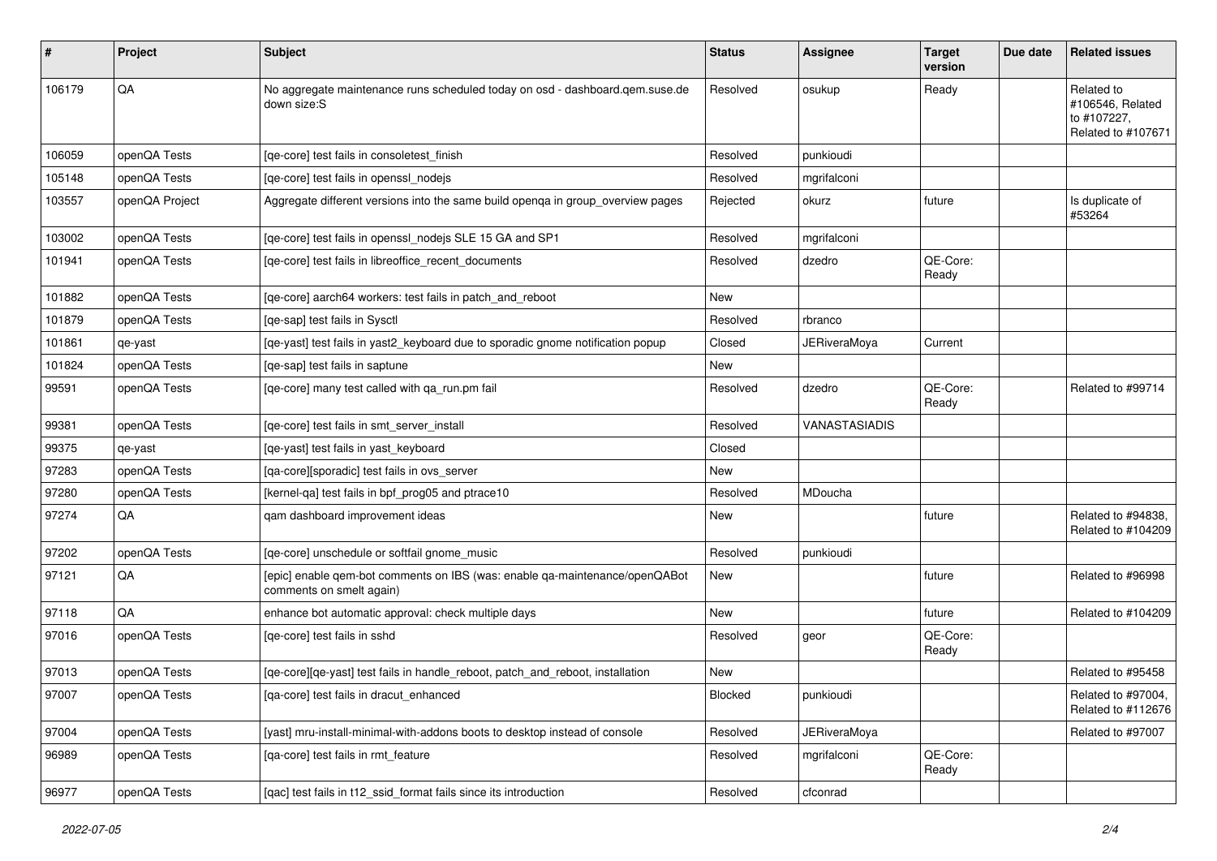| # | Project | Subject | Status | Assignee | Target version | Due date | Related issues |
|---|---|---|---|---|---|---|---|
| 106179 | QA | No aggregate maintenance runs scheduled today on osd - dashboard.qem.suse.de down size:S | Resolved | osukup | Ready | | Related to #106546, Related to #107227, Related to #107671 |
| 106059 | openQA Tests | [qe-core] test fails in consoletest_finish | Resolved | punkioudi | | | |
| 105148 | openQA Tests | [qe-core] test fails in openssl_nodejs | Resolved | mgrifalconi | | | |
| 103557 | openQA Project | Aggregate different versions into the same build openqa in group_overview pages | Rejected | okurz | future | | Is duplicate of #53264 |
| 103002 | openQA Tests | [qe-core] test fails in openssl_nodejs SLE 15 GA and SP1 | Resolved | mgrifalconi | | | |
| 101941 | openQA Tests | [qe-core] test fails in libreoffice_recent_documents | Resolved | dzedro | QE-Core: Ready | | |
| 101882 | openQA Tests | [qe-core] aarch64 workers: test fails in patch_and_reboot | New | | | | |
| 101879 | openQA Tests | [qe-sap] test fails in Sysctl | Resolved | rbranco | | | |
| 101861 | qe-yast | [qe-yast] test fails in yast2_keyboard due to sporadic gnome notification popup | Closed | JERiveraMoya | Current | | |
| 101824 | openQA Tests | [qe-sap] test fails in saptune | New | | | | |
| 99591 | openQA Tests | [qe-core] many test called with qa_run.pm fail | Resolved | dzedro | QE-Core: Ready | | Related to #99714 |
| 99381 | openQA Tests | [qe-core] test fails in smt_server_install | Resolved | VANASTASIADIS | | | |
| 99375 | qe-yast | [qe-yast] test fails in yast_keyboard | Closed | | | | |
| 97283 | openQA Tests | [qa-core][sporadic] test fails in ovs_server | New | | | | |
| 97280 | openQA Tests | [kernel-qa] test fails in bpf_prog05 and ptrace10 | Resolved | MDoucha | | | |
| 97274 | QA | qam dashboard improvement ideas | New | | future | | Related to #94838, Related to #104209 |
| 97202 | openQA Tests | [qe-core] unschedule or softfail gnome_music | Resolved | punkioudi | | | |
| 97121 | QA | [epic] enable qem-bot comments on IBS (was: enable qa-maintenance/openQABot comments on smelt again) | New | | future | | Related to #96998 |
| 97118 | QA | enhance bot automatic approval: check multiple days | New | | future | | Related to #104209 |
| 97016 | openQA Tests | [qe-core] test fails in sshd | Resolved | geor | QE-Core: Ready | | |
| 97013 | openQA Tests | [qe-core][qe-yast] test fails in handle_reboot, patch_and_reboot, installation | New | | | | Related to #95458 |
| 97007 | openQA Tests | [qa-core] test fails in dracut_enhanced | Blocked | punkioudi | | | Related to #97004, Related to #112676 |
| 97004 | openQA Tests | [yast] mru-install-minimal-with-addons boots to desktop instead of console | Resolved | JERiveraMoya | | | Related to #97007 |
| 96989 | openQA Tests | [qa-core] test fails in rmt_feature | Resolved | mgrifalconi | QE-Core: Ready | | |
| 96977 | openQA Tests | [qac] test fails in t12_ssid_format fails since its introduction | Resolved | cfconrad | | | |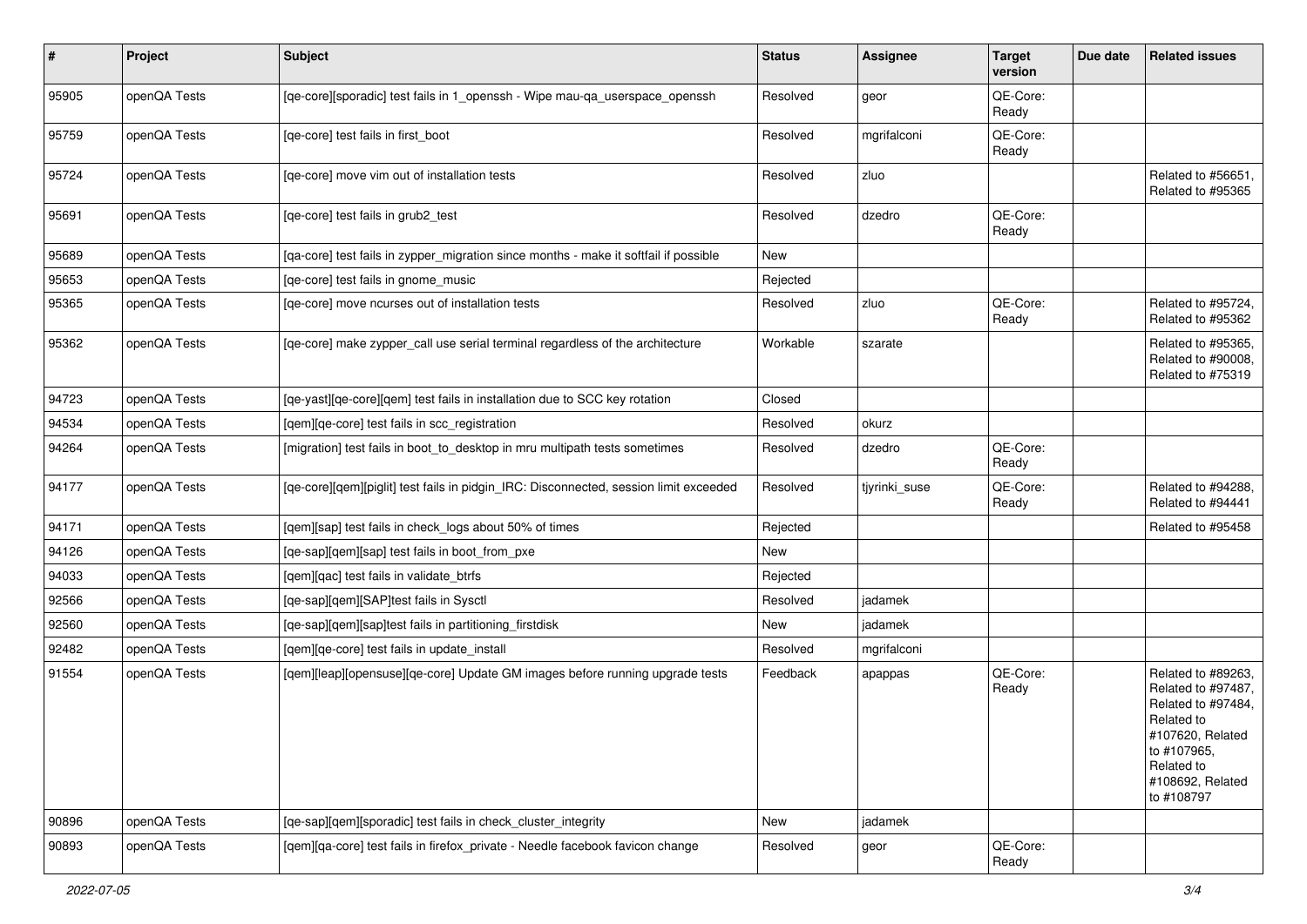| # | Project | Subject | Status | Assignee | Target version | Due date | Related issues |
|---|---|---|---|---|---|---|---|
| 95905 | openQA Tests | [qe-core][sporadic] test fails in 1_openssh - Wipe mau-qa_userspace_openssh | Resolved | geor | QE-Core: Ready | | |
| 95759 | openQA Tests | [qe-core] test fails in first_boot | Resolved | mgrifalconi | QE-Core: Ready | | |
| 95724 | openQA Tests | [qe-core] move vim out of installation tests | Resolved | zluo | | | Related to #56651, Related to #95365 |
| 95691 | openQA Tests | [qe-core] test fails in grub2_test | Resolved | dzedro | QE-Core: Ready | | |
| 95689 | openQA Tests | [qa-core] test fails in zypper_migration since months - make it softfail if possible | New | | | | |
| 95653 | openQA Tests | [qe-core] test fails in gnome_music | Rejected | | | | |
| 95365 | openQA Tests | [qe-core] move ncurses out of installation tests | Resolved | zluo | QE-Core: Ready | | Related to #95724, Related to #95362 |
| 95362 | openQA Tests | [qe-core] make zypper_call use serial terminal regardless of the architecture | Workable | szarate | | | Related to #95365, Related to #90008, Related to #75319 |
| 94723 | openQA Tests | [qe-yast][qe-core][qem] test fails in installation due to SCC key rotation | Closed | | | | |
| 94534 | openQA Tests | [qem][qe-core] test fails in scc_registration | Resolved | okurz | | | |
| 94264 | openQA Tests | [migration] test fails in boot_to_desktop in mru multipath tests sometimes | Resolved | dzedro | QE-Core: Ready | | |
| 94177 | openQA Tests | [qe-core][qem][piglit] test fails in pidgin_IRC: Disconnected, session limit exceeded | Resolved | tjyrinki_suse | QE-Core: Ready | | Related to #94288, Related to #94441 |
| 94171 | openQA Tests | [qem][sap] test fails in check_logs about 50% of times | Rejected | | | | Related to #95458 |
| 94126 | openQA Tests | [qe-sap][qem][sap] test fails in boot_from_pxe | New | | | | |
| 94033 | openQA Tests | [qem][qac] test fails in validate_btrfs | Rejected | | | | |
| 92566 | openQA Tests | [qe-sap][qem][SAP]test fails in Sysctl | Resolved | jadamek | | | |
| 92560 | openQA Tests | [qe-sap][qem][sap]test fails in partitioning_firstdisk | New | jadamek | | | |
| 92482 | openQA Tests | [qem][qe-core] test fails in update_install | Resolved | mgrifalconi | | | |
| 91554 | openQA Tests | [qem][leap][opensuse][qe-core] Update GM images before running upgrade tests | Feedback | apappas | QE-Core: Ready | | Related to #89263, Related to #97487, Related to #97484, Related to #107620, Related to #107965, Related to #108692, Related to #108797 |
| 90896 | openQA Tests | [qe-sap][qem][sporadic] test fails in check_cluster_integrity | New | jadamek | | | |
| 90893 | openQA Tests | [qem][qa-core] test fails in firefox_private - Needle facebook favicon change | Resolved | geor | QE-Core: Ready | | |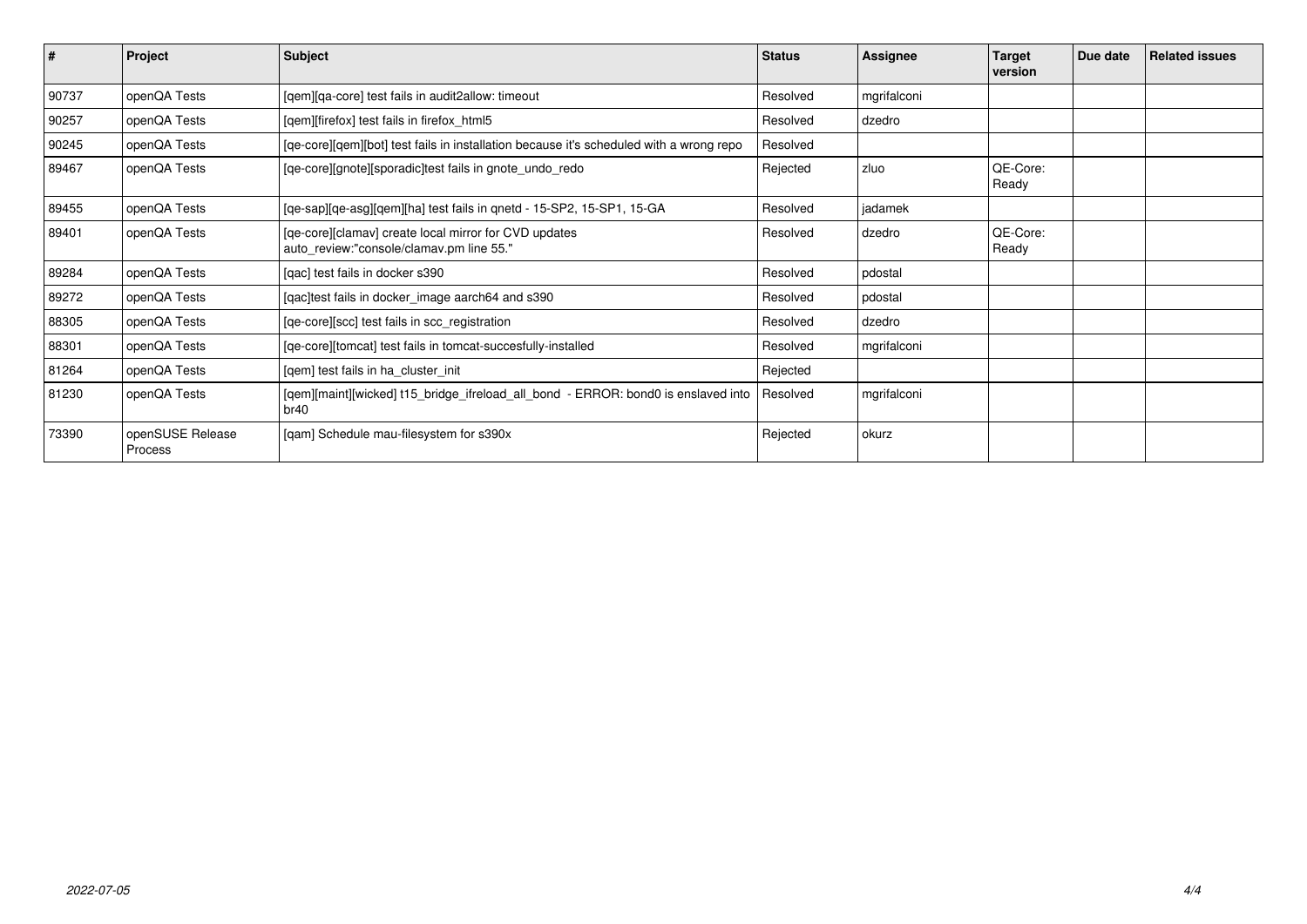| # | Project | Subject | Status | Assignee | Target version | Due date | Related issues |
|---|---|---|---|---|---|---|---|
| 90737 | openQA Tests | [qem][qa-core] test fails in audit2allow: timeout | Resolved | mgrifalconi | | | |
| 90257 | openQA Tests | [qem][firefox] test fails in firefox_html5 | Resolved | dzedro | | | |
| 90245 | openQA Tests | [qe-core][qem][bot] test fails in installation because it's scheduled with a wrong repo | Resolved | | | | |
| 89467 | openQA Tests | [qe-core][gnote][sporadic]test fails in gnote_undo_redo | Rejected | zluo | QE-Core: Ready | | |
| 89455 | openQA Tests | [qe-sap][qe-asg][qem][ha] test fails in qnetd - 15-SP2, 15-SP1, 15-GA | Resolved | jadamek | | | |
| 89401 | openQA Tests | [qe-core][clamav] create local mirror for CVD updates auto_review:"console/clamav.pm line 55." | Resolved | dzedro | QE-Core: Ready | | |
| 89284 | openQA Tests | [qac] test fails in docker s390 | Resolved | pdostal | | | |
| 89272 | openQA Tests | [qac]test fails in docker_image aarch64 and s390 | Resolved | pdostal | | | |
| 88305 | openQA Tests | [qe-core][scc] test fails in scc_registration | Resolved | dzedro | | | |
| 88301 | openQA Tests | [qe-core][tomcat] test fails in tomcat-succesfully-installed | Resolved | mgrifalconi | | | |
| 81264 | openQA Tests | [qem] test fails in ha_cluster_init | Rejected | | | | |
| 81230 | openQA Tests | [qem][maint][wicked] t15_bridge_ifreload_all_bond - ERROR: bond0 is enslaved into br40 | Resolved | mgrifalconi | | | |
| 73390 | openSUSE Release Process | [qam] Schedule mau-filesystem for s390x | Rejected | okurz | | | |

*2022-07-05*